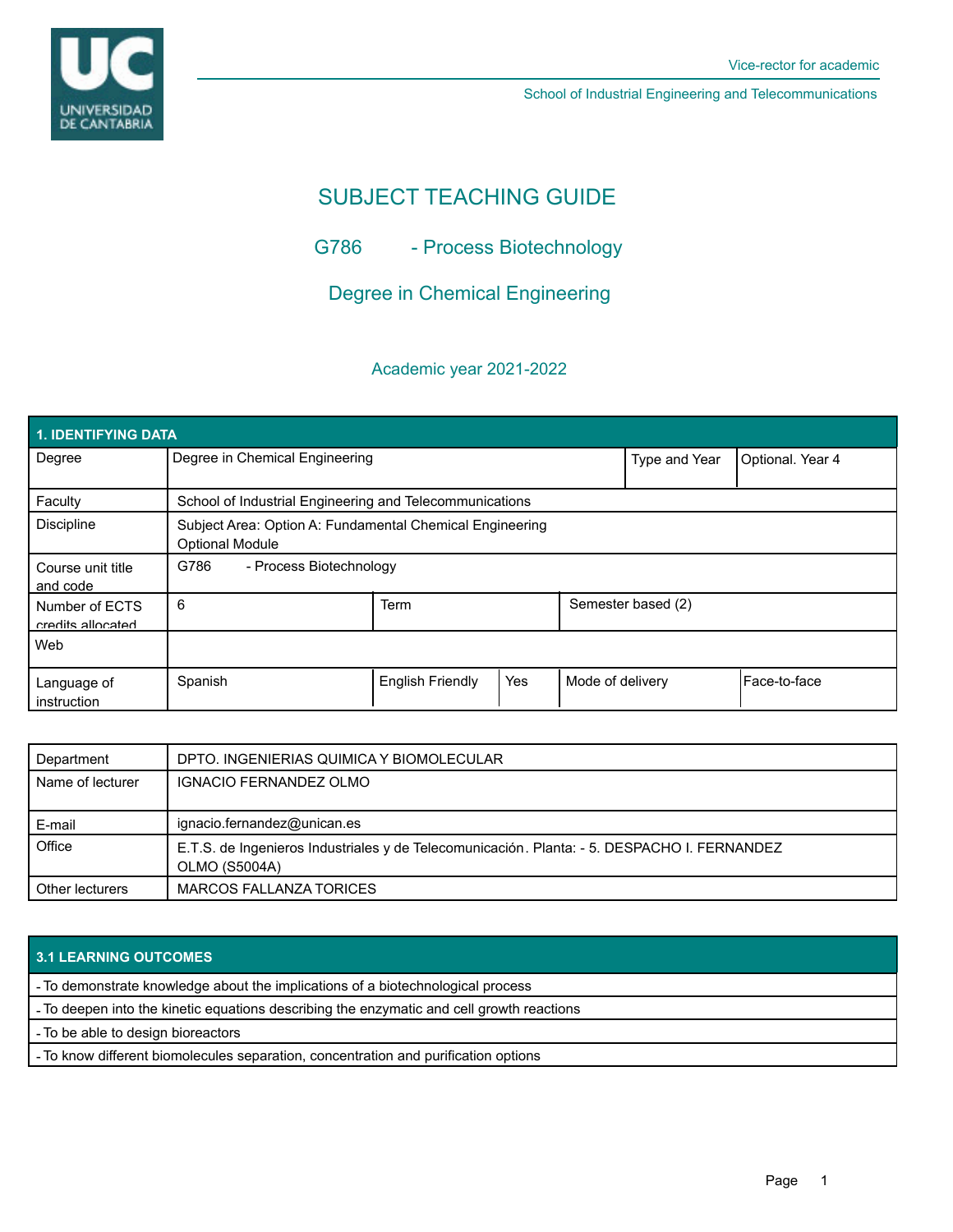# SUBJECT TEACHING GUIDE

## G786 - Process Biotechnology

## Degree in Chemical Engineering

### Academic year 2021-2022

| 1. IDENTIFYING DATA | | | | | |
|---|---|---|---|---|---|
| Degree | Degree in Chemical Engineering | | | Type and Year | Optional. Year 4 |
| Faculty | School of Industrial Engineering and Telecommunications | | | | |
| Discipline | Subject Area: Option A: Fundamental Chemical Engineering<br>Optional Module | | | | |
| Course unit title and code | G786 - Process Biotechnology | | | | |
| Number of ECTS credits allocated | 6 | Term | | Semester based (2) | |
| Web | | | | | |
| Language of instruction | Spanish | English Friendly | Yes | Mode of delivery | Face-to-face |

| | |
|---|---|
| Department | DPTO. INGENIERIAS QUIMICA Y BIOMOLECULAR |
| Name of lecturer | IGNACIO FERNANDEZ OLMO |
| E-mail | ignacio.fernandez@unican.es |
| Office | E.T.S. de Ingenieros Industriales y de Telecomunicación. Planta: - 5. DESPACHO I. FERNANDEZ OLMO (S5004A) |
| Other lecturers | MARCOS FALLANZA TORICES |

## 3.1 LEARNING OUTCOMES

- To demonstrate knowledge about the implications of a biotechnological process
- To deepen into the kinetic equations describing the enzymatic and cell growth reactions
- To be able to design bioreactors
- To know different biomolecules separation, concentration and purification options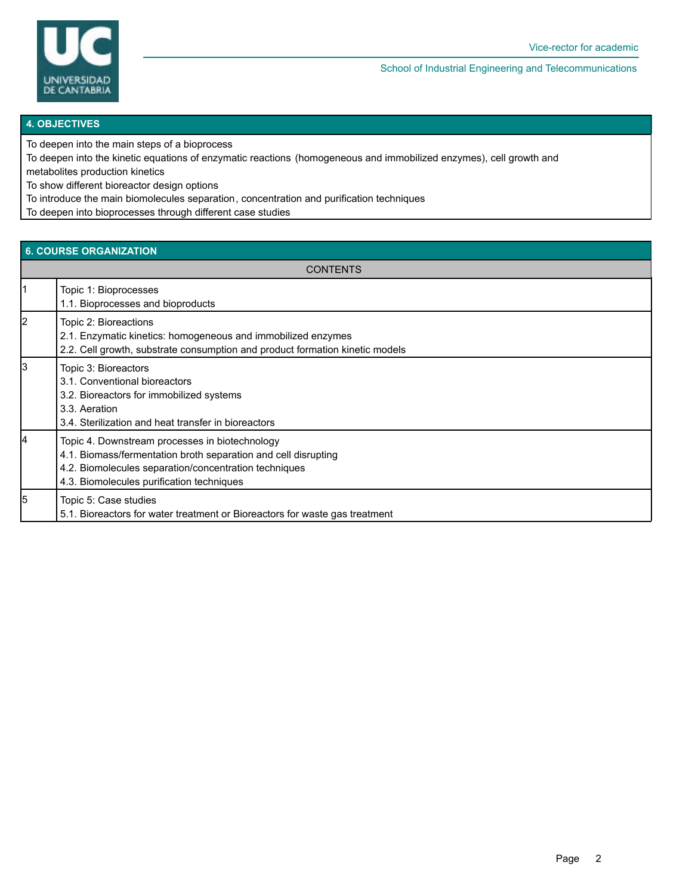## 4. OBJECTIVES

To deepen into the main steps of a bioprocess
To deepen into the kinetic equations of enzymatic reactions (homogeneous and immobilized enzymes), cell growth and metabolites production kinetics
To show different bioreactor design options
To introduce the main biomolecules separation, concentration and purification techniques
To deepen into bioprocesses through different case studies

## 6. COURSE ORGANIZATION

| | CONTENTS |
|---|---|
| 1 | Topic 1: Bioprocesses<br>1.1. Bioprocesses and bioproducts |
| 2 | Topic 2: Bioreactions<br>2.1. Enzymatic kinetics: homogeneous and immobilized enzymes<br>2.2. Cell growth, substrate consumption and product formation kinetic models |
| 3 | Topic 3: Bioreactors<br>3.1. Conventional bioreactors<br>3.2. Bioreactors for immobilized systems<br>3.3. Aeration<br>3.4. Sterilization and heat transfer in bioreactors |
| 4 | Topic 4. Downstream processes in biotechnology<br>4.1. Biomass/fermentation broth separation and cell disrupting<br>4.2. Biomolecules separation/concentration techniques<br>4.3. Biomolecules purification techniques |
| 5 | Topic 5: Case studies<br>5.1. Bioreactors for water treatment or Bioreactors for waste gas treatment |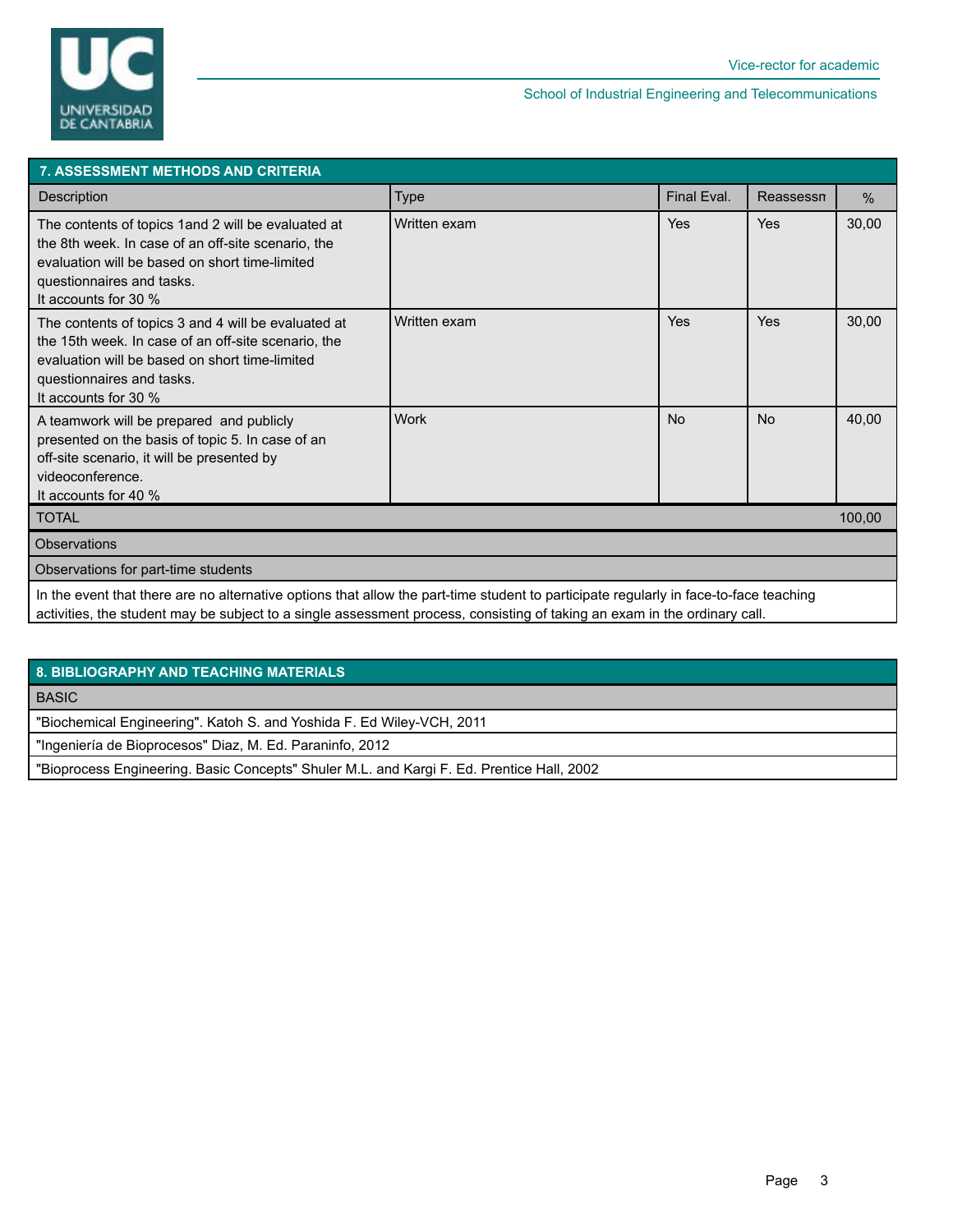## 7. ASSESSMENT METHODS AND CRITERIA

| Description | Type | Final Eval. | Reassessn | % |
|---|---|---|---|---|
| The contents of topics 1and 2 will be evaluated at the 8th week. In case of an off-site scenario, the evaluation will be based on short time-limited questionnaires and tasks. It accounts for 30 % | Written exam | Yes | Yes | 30,00 |
| The contents of topics 3 and 4 will be evaluated at the 15th week. In case of an off-site scenario, the evaluation will be based on short time-limited questionnaires and tasks. It accounts for 30 % | Written exam | Yes | Yes | 30,00 |
| A teamwork will be prepared and publicly presented on the basis of topic 5. In case of an off-site scenario, it will be presented by videoconference. It accounts for 40 % | Work | No | No | 40,00 |
| TOTAL | | | | 100,00 |

**Observations**

**Observations for part-time students**

In the event that there are no alternative options that allow the part-time student to participate regularly in face-to-face teaching activities, the student may be subject to a single assessment process, consisting of taking an exam in the ordinary call.

## 8. BIBLIOGRAPHY AND TEACHING MATERIALS

**BASIC**

"Biochemical Engineering". Katoh S. and Yoshida F. Ed Wiley-VCH, 2011

"Ingeniería de Bioprocesos" Diaz, M. Ed. Paraninfo, 2012

"Bioprocess Engineering. Basic Concepts" Shuler M.L. and Kargi F. Ed. Prentice Hall, 2002